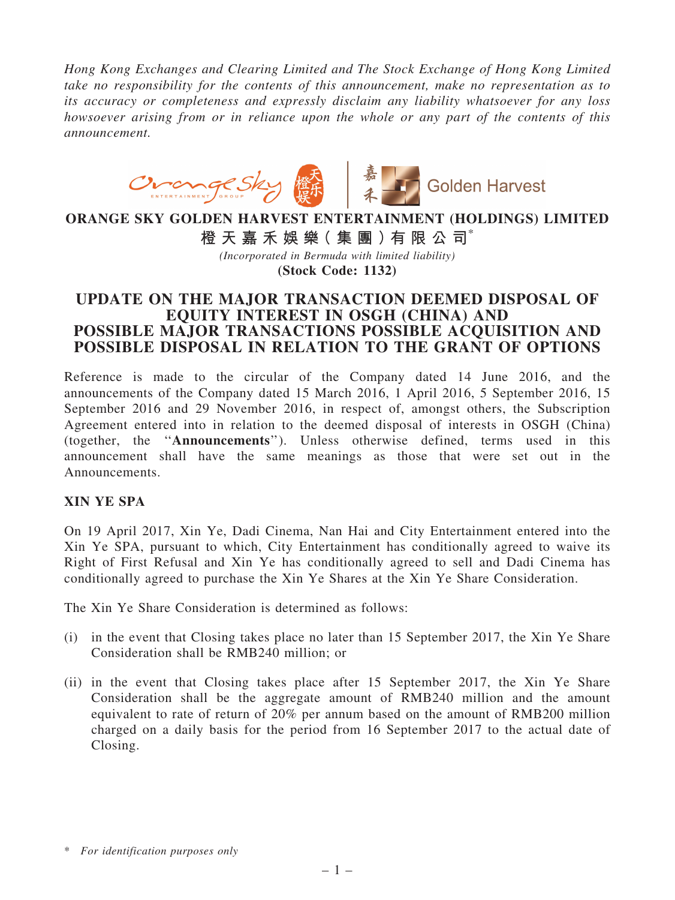*Hong Kong Exchanges and Clearing Limited and The Stock Exchange of Hong Kong Limited take no responsibility for the contents of this announcement, make no representation as to its accuracy or completeness and expressly disclaim any liability whatsoever for any loss howsoever arising from or in reliance upon the whole or any part of the contents of this announcement.*

# ORANGE SKY GOLDEN HARVEST ENTERTAINMENT (HOLDINGS) LIMITED

# 橙天嘉禾娛樂（集團）有限公司*

*(Incorporated in Bermuda with limited liability)*

**(Stock Code: 1132)**

## UPDATE ON THE MAJOR TRANSACTION DEEMED DISPOSAL OF EQUITY INTEREST IN OSGH (CHINA) AND POSSIBLE MAJOR TRANSACTIONS POSSIBLE ACQUISITION AND POSSIBLE DISPOSAL IN RELATION TO THE GRANT OF OPTIONS

Reference is made to the circular of the Company dated 14 June 2016, and the announcements of the Company dated 15 March 2016, 1 April 2016, 5 September 2016, 15 September 2016 and 29 November 2016, in respect of, amongst others, the Subscription Agreement entered into in relation to the deemed disposal of interests in OSGH (China) (together, the "**Announcements**"). Unless otherwise defined, terms used in this announcement shall have the same meanings as those that were set out in the Announcements.

### XIN YE SPA

On 19 April 2017, Xin Ye, Dadi Cinema, Nan Hai and City Entertainment entered into the Xin Ye SPA, pursuant to which, City Entertainment has conditionally agreed to waive its Right of First Refusal and Xin Ye has conditionally agreed to sell and Dadi Cinema has conditionally agreed to purchase the Xin Ye Shares at the Xin Ye Share Consideration.

The Xin Ye Share Consideration is determined as follows:

(i) in the event that Closing takes place no later than 15 September 2017, the Xin Ye Share Consideration shall be RMB240 million; or

(ii) in the event that Closing takes place after 15 September 2017, the Xin Ye Share Consideration shall be the aggregate amount of RMB240 million and the amount equivalent to rate of return of 20% per annum based on the amount of RMB200 million charged on a daily basis for the period from 16 September 2017 to the actual date of Closing.

\* *For identification purposes only*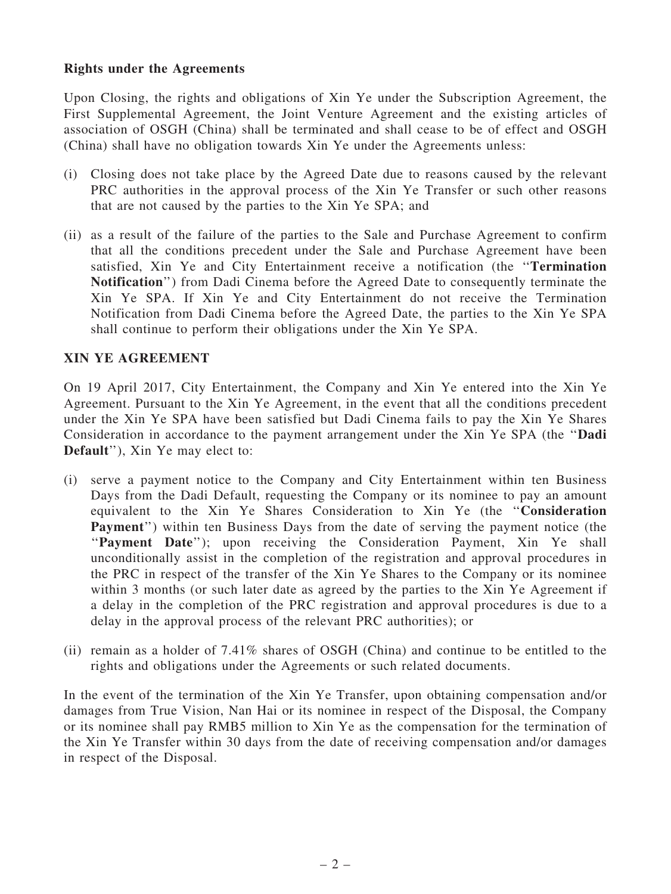**Rights under the Agreements**

Upon Closing, the rights and obligations of Xin Ye under the Subscription Agreement, the First Supplemental Agreement, the Joint Venture Agreement and the existing articles of association of OSGH (China) shall be terminated and shall cease to be of effect and OSGH (China) shall have no obligation towards Xin Ye under the Agreements unless:

(i) Closing does not take place by the Agreed Date due to reasons caused by the relevant PRC authorities in the approval process of the Xin Ye Transfer or such other reasons that are not caused by the parties to the Xin Ye SPA; and

(ii) as a result of the failure of the parties to the Sale and Purchase Agreement to confirm that all the conditions precedent under the Sale and Purchase Agreement have been satisfied, Xin Ye and City Entertainment receive a notification (the ''**Termination Notification**'') from Dadi Cinema before the Agreed Date to consequently terminate the Xin Ye SPA. If Xin Ye and City Entertainment do not receive the Termination Notification from Dadi Cinema before the Agreed Date, the parties to the Xin Ye SPA shall continue to perform their obligations under the Xin Ye SPA.

**XIN YE AGREEMENT**

On 19 April 2017, City Entertainment, the Company and Xin Ye entered into the Xin Ye Agreement. Pursuant to the Xin Ye Agreement, in the event that all the conditions precedent under the Xin Ye SPA have been satisfied but Dadi Cinema fails to pay the Xin Ye Shares Consideration in accordance to the payment arrangement under the Xin Ye SPA (the ''**Dadi Default**''), Xin Ye may elect to:

(i) serve a payment notice to the Company and City Entertainment within ten Business Days from the Dadi Default, requesting the Company or its nominee to pay an amount equivalent to the Xin Ye Shares Consideration to Xin Ye (the ''**Consideration Payment**'') within ten Business Days from the date of serving the payment notice (the ''**Payment Date**''); upon receiving the Consideration Payment, Xin Ye shall unconditionally assist in the completion of the registration and approval procedures in the PRC in respect of the transfer of the Xin Ye Shares to the Company or its nominee within 3 months (or such later date as agreed by the parties to the Xin Ye Agreement if a delay in the completion of the PRC registration and approval procedures is due to a delay in the approval process of the relevant PRC authorities); or

(ii) remain as a holder of 7.41% shares of OSGH (China) and continue to be entitled to the rights and obligations under the Agreements or such related documents.

In the event of the termination of the Xin Ye Transfer, upon obtaining compensation and/or damages from True Vision, Nan Hai or its nominee in respect of the Disposal, the Company or its nominee shall pay RMB5 million to Xin Ye as the compensation for the termination of the Xin Ye Transfer within 30 days from the date of receiving compensation and/or damages in respect of the Disposal.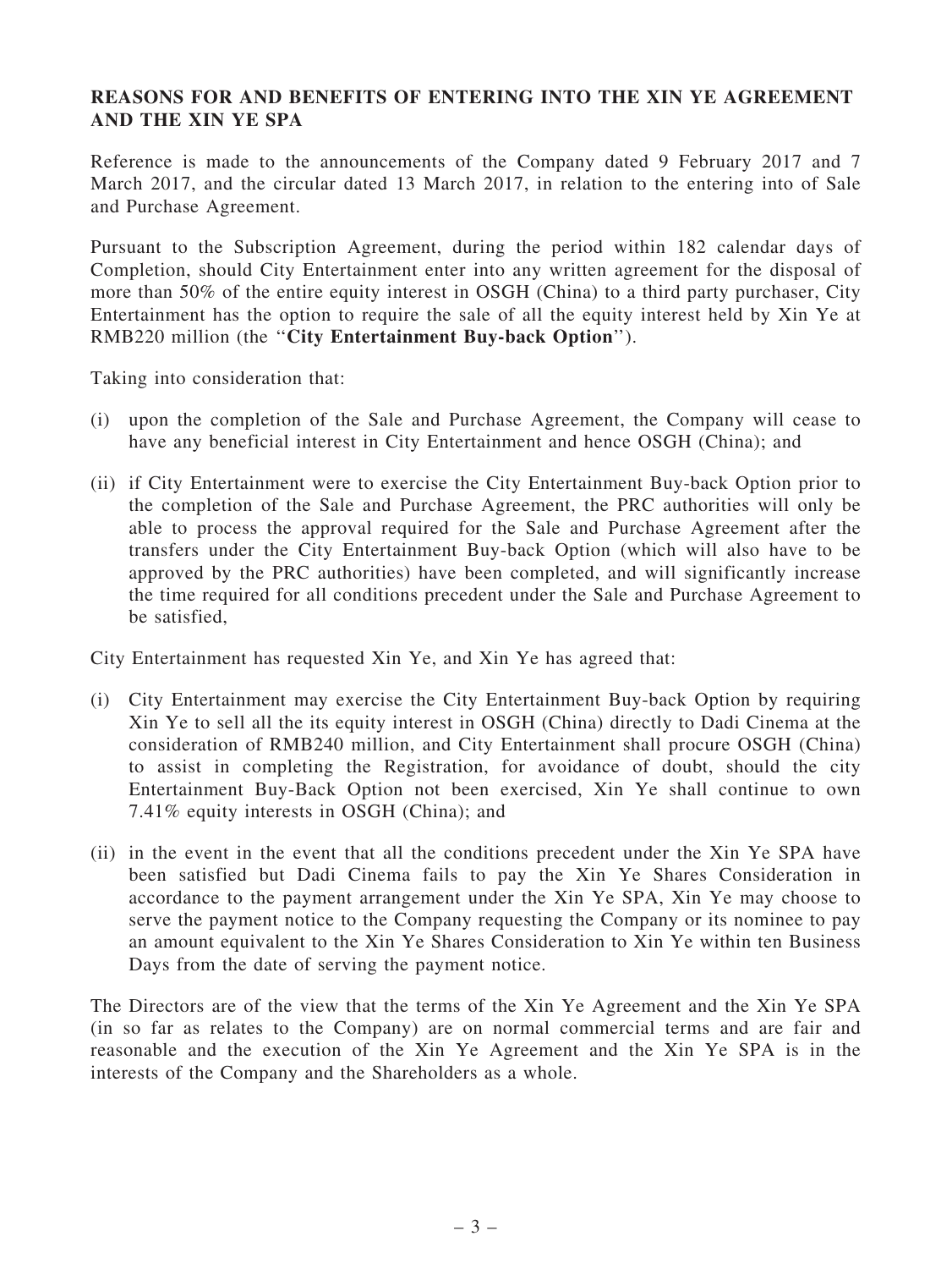## REASONS FOR AND BENEFITS OF ENTERING INTO THE XIN YE AGREEMENT AND THE XIN YE SPA

Reference is made to the announcements of the Company dated 9 February 2017 and 7 March 2017, and the circular dated 13 March 2017, in relation to the entering into of Sale and Purchase Agreement.

Pursuant to the Subscription Agreement, during the period within 182 calendar days of Completion, should City Entertainment enter into any written agreement for the disposal of more than 50% of the entire equity interest in OSGH (China) to a third party purchaser, City Entertainment has the option to require the sale of all the equity interest held by Xin Ye at RMB220 million (the "**City Entertainment Buy-back Option**").

Taking into consideration that:

(i) upon the completion of the Sale and Purchase Agreement, the Company will cease to have any beneficial interest in City Entertainment and hence OSGH (China); and

(ii) if City Entertainment were to exercise the City Entertainment Buy-back Option prior to the completion of the Sale and Purchase Agreement, the PRC authorities will only be able to process the approval required for the Sale and Purchase Agreement after the transfers under the City Entertainment Buy-back Option (which will also have to be approved by the PRC authorities) have been completed, and will significantly increase the time required for all conditions precedent under the Sale and Purchase Agreement to be satisfied,

City Entertainment has requested Xin Ye, and Xin Ye has agreed that:

(i) City Entertainment may exercise the City Entertainment Buy-back Option by requiring Xin Ye to sell all the its equity interest in OSGH (China) directly to Dadi Cinema at the consideration of RMB240 million, and City Entertainment shall procure OSGH (China) to assist in completing the Registration, for avoidance of doubt, should the city Entertainment Buy-Back Option not been exercised, Xin Ye shall continue to own 7.41% equity interests in OSGH (China); and

(ii) in the event in the event that all the conditions precedent under the Xin Ye SPA have been satisfied but Dadi Cinema fails to pay the Xin Ye Shares Consideration in accordance to the payment arrangement under the Xin Ye SPA, Xin Ye may choose to serve the payment notice to the Company requesting the Company or its nominee to pay an amount equivalent to the Xin Ye Shares Consideration to Xin Ye within ten Business Days from the date of serving the payment notice.

The Directors are of the view that the terms of the Xin Ye Agreement and the Xin Ye SPA (in so far as relates to the Company) are on normal commercial terms and are fair and reasonable and the execution of the Xin Ye Agreement and the Xin Ye SPA is in the interests of the Company and the Shareholders as a whole.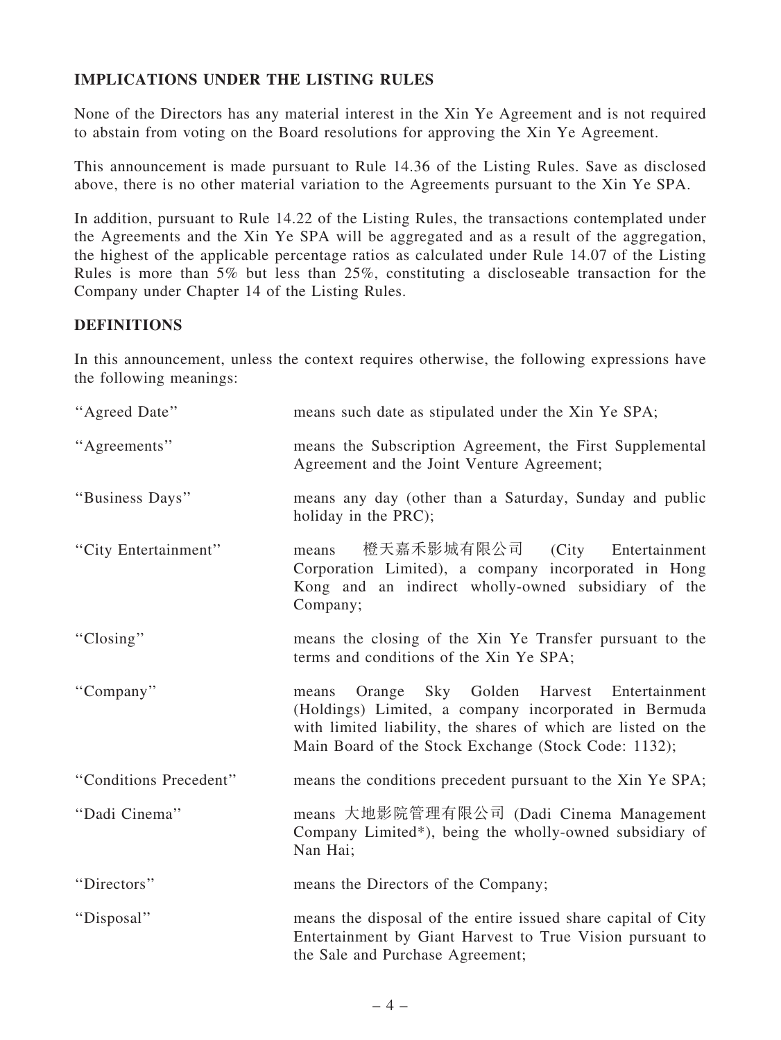## IMPLICATIONS UNDER THE LISTING RULES

None of the Directors has any material interest in the Xin Ye Agreement and is not required to abstain from voting on the Board resolutions for approving the Xin Ye Agreement.

This announcement is made pursuant to Rule 14.36 of the Listing Rules. Save as disclosed above, there is no other material variation to the Agreements pursuant to the Xin Ye SPA.

In addition, pursuant to Rule 14.22 of the Listing Rules, the transactions contemplated under the Agreements and the Xin Ye SPA will be aggregated and as a result of the aggregation, the highest of the applicable percentage ratios as calculated under Rule 14.07 of the Listing Rules is more than 5% but less than 25%, constituting a discloseable transaction for the Company under Chapter 14 of the Listing Rules.

## DEFINITIONS

In this announcement, unless the context requires otherwise, the following expressions have the following meanings:

| | |
|---|---|
| "Agreed Date" | means such date as stipulated under the Xin Ye SPA; |
| "Agreements" | means the Subscription Agreement, the First Supplemental Agreement and the Joint Venture Agreement; |
| "Business Days" | means any day (other than a Saturday, Sunday and public holiday in the PRC); |
| "City Entertainment" | means 橙天嘉禾影城有限公司 (City Entertainment Corporation Limited), a company incorporated in Hong Kong and an indirect wholly-owned subsidiary of the Company; |
| "Closing" | means the closing of the Xin Ye Transfer pursuant to the terms and conditions of the Xin Ye SPA; |
| "Company" | means Orange Sky Golden Harvest Entertainment (Holdings) Limited, a company incorporated in Bermuda with limited liability, the shares of which are listed on the Main Board of the Stock Exchange (Stock Code: 1132); |
| "Conditions Precedent" | means the conditions precedent pursuant to the Xin Ye SPA; |
| "Dadi Cinema" | means 大地影院管理有限公司 (Dadi Cinema Management Company Limited*), being the wholly-owned subsidiary of Nan Hai; |
| "Directors" | means the Directors of the Company; |
| "Disposal" | means the disposal of the entire issued share capital of City Entertainment by Giant Harvest to True Vision pursuant to the Sale and Purchase Agreement; |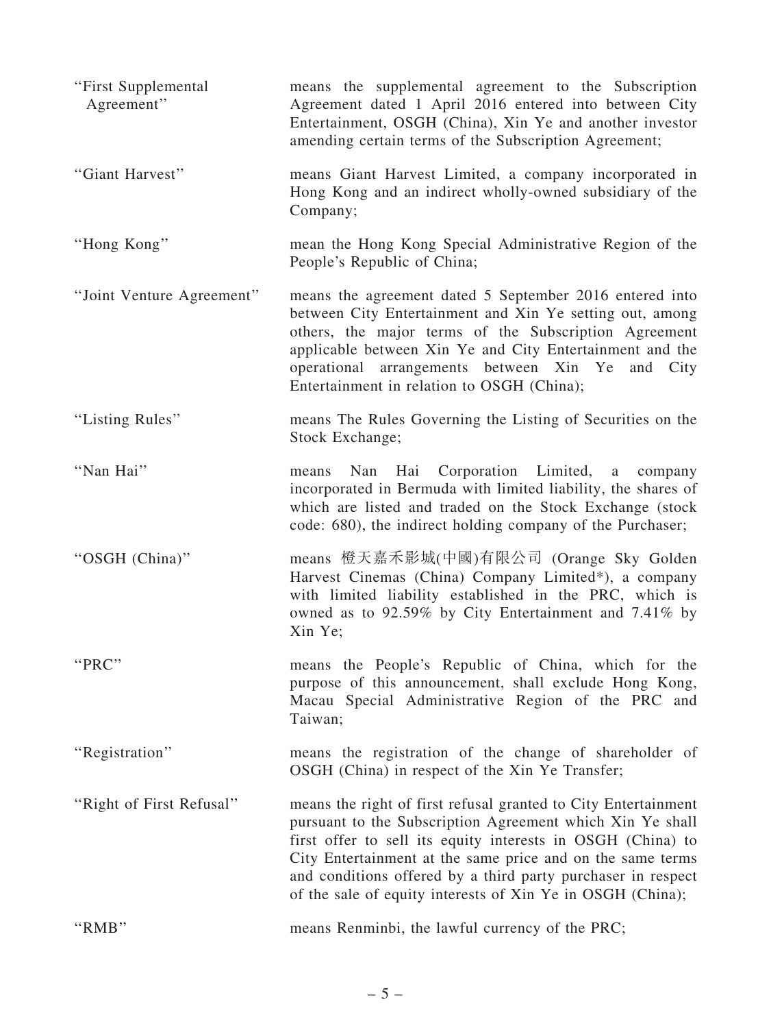| | |
|---|---|
| "First Supplemental Agreement" | means the supplemental agreement to the Subscription Agreement dated 1 April 2016 entered into between City Entertainment, OSGH (China), Xin Ye and another investor amending certain terms of the Subscription Agreement; |
| "Giant Harvest" | means Giant Harvest Limited, a company incorporated in Hong Kong and an indirect wholly-owned subsidiary of the Company; |
| "Hong Kong" | mean the Hong Kong Special Administrative Region of the People's Republic of China; |
| "Joint Venture Agreement" | means the agreement dated 5 September 2016 entered into between City Entertainment and Xin Ye setting out, among others, the major terms of the Subscription Agreement applicable between Xin Ye and City Entertainment and the operational arrangements between Xin Ye and City Entertainment in relation to OSGH (China); |
| "Listing Rules" | means The Rules Governing the Listing of Securities on the Stock Exchange; |
| "Nan Hai" | means Nan Hai Corporation Limited, a company incorporated in Bermuda with limited liability, the shares of which are listed and traded on the Stock Exchange (stock code: 680), the indirect holding company of the Purchaser; |
| "OSGH (China)" | means 橙天嘉禾影城(中國)有限公司 (Orange Sky Golden Harvest Cinemas (China) Company Limited*), a company with limited liability established in the PRC, which is owned as to 92.59% by City Entertainment and 7.41% by Xin Ye; |
| "PRC" | means the People's Republic of China, which for the purpose of this announcement, shall exclude Hong Kong, Macau Special Administrative Region of the PRC and Taiwan; |
| "Registration" | means the registration of the change of shareholder of OSGH (China) in respect of the Xin Ye Transfer; |
| "Right of First Refusal" | means the right of first refusal granted to City Entertainment pursuant to the Subscription Agreement which Xin Ye shall first offer to sell its equity interests in OSGH (China) to City Entertainment at the same price and on the same terms and conditions offered by a third party purchaser in respect of the sale of equity interests of Xin Ye in OSGH (China); |
| "RMB" | means Renminbi, the lawful currency of the PRC; |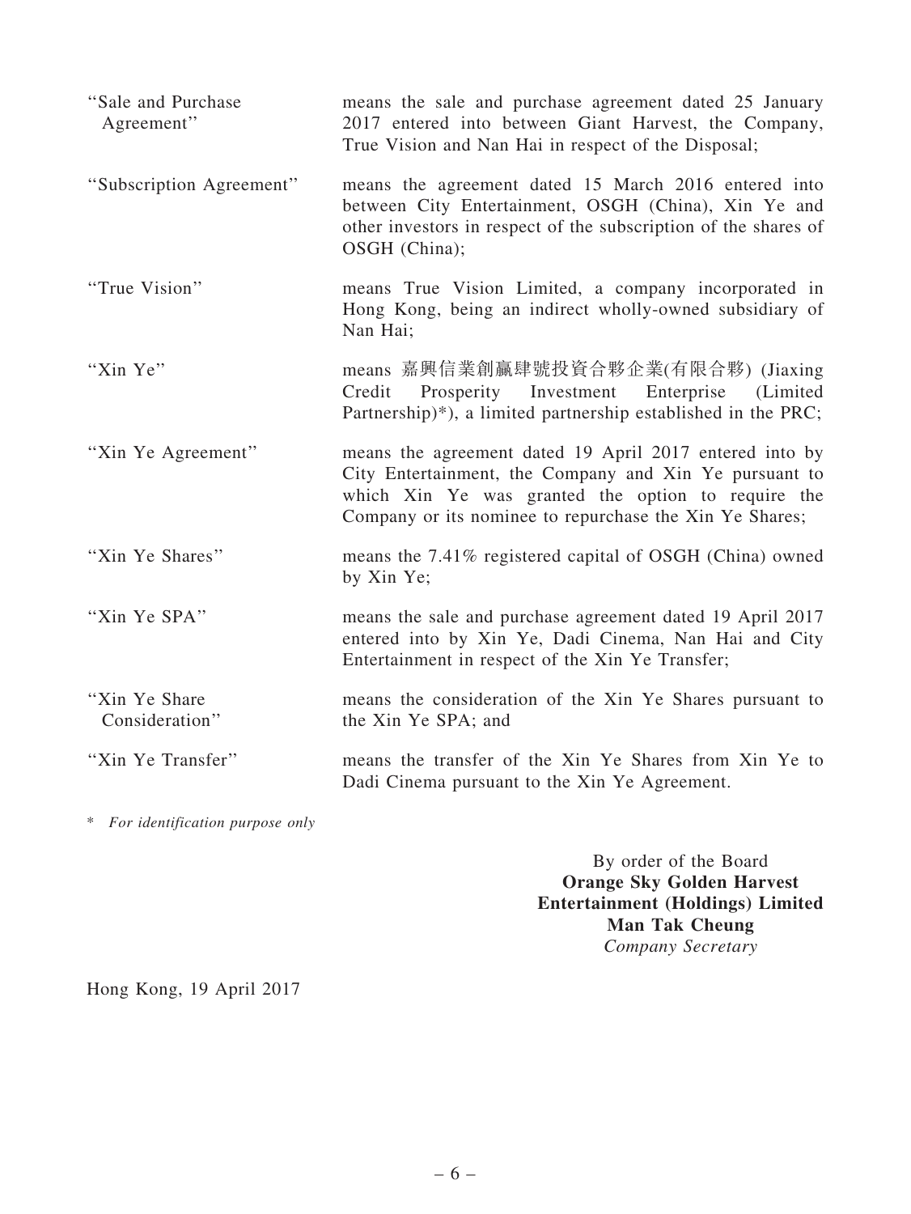| | |
|---|---|
| "Sale and Purchase Agreement" | means the sale and purchase agreement dated 25 January 2017 entered into between Giant Harvest, the Company, True Vision and Nan Hai in respect of the Disposal; |
| "Subscription Agreement" | means the agreement dated 15 March 2016 entered into between City Entertainment, OSGH (China), Xin Ye and other investors in respect of the subscription of the shares of OSGH (China); |
| "True Vision" | means True Vision Limited, a company incorporated in Hong Kong, being an indirect wholly-owned subsidiary of Nan Hai; |
| "Xin Ye" | means 嘉興信業創贏肆號投資合夥企業(有限合夥) (Jiaxing Credit Prosperity Investment Enterprise (Limited Partnership)*), a limited partnership established in the PRC; |
| "Xin Ye Agreement" | means the agreement dated 19 April 2017 entered into by City Entertainment, the Company and Xin Ye pursuant to which Xin Ye was granted the option to require the Company or its nominee to repurchase the Xin Ye Shares; |
| "Xin Ye Shares" | means the 7.41% registered capital of OSGH (China) owned by Xin Ye; |
| "Xin Ye SPA" | means the sale and purchase agreement dated 19 April 2017 entered into by Xin Ye, Dadi Cinema, Nan Hai and City Entertainment in respect of the Xin Ye Transfer; |
| "Xin Ye Share Consideration" | means the consideration of the Xin Ye Shares pursuant to the Xin Ye SPA; and |
| "Xin Ye Transfer" | means the transfer of the Xin Ye Shares from Xin Ye to Dadi Cinema pursuant to the Xin Ye Agreement. |

\* *For identification purpose only*

By order of the Board
**Orange Sky Golden Harvest Entertainment (Holdings) Limited**
**Man Tak Cheung**
*Company Secretary*

Hong Kong, 19 April 2017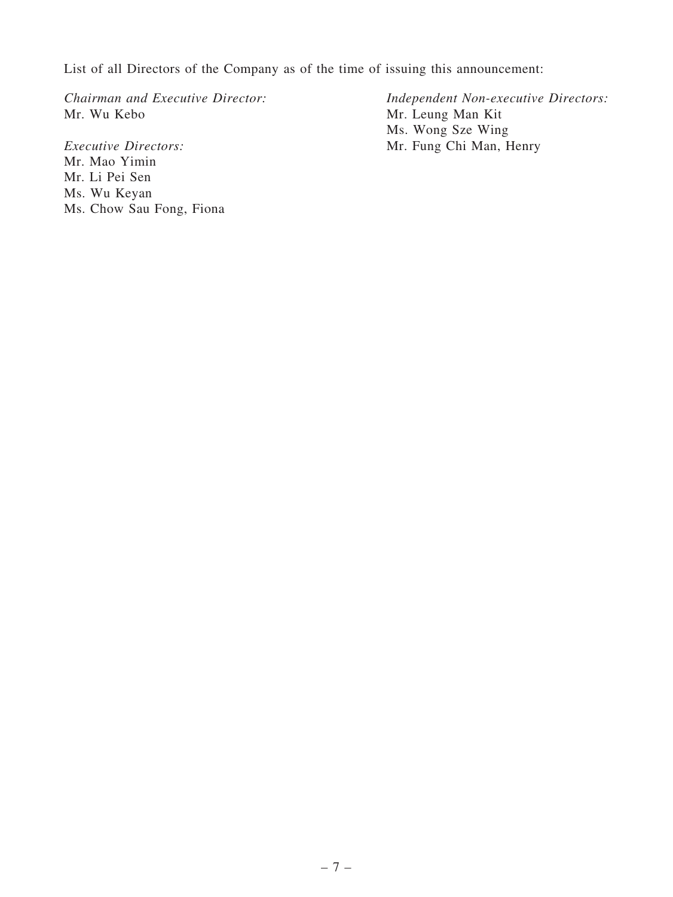List of all Directors of the Company as of the time of issuing this announcement:

*Chairman and Executive Director:*
Mr. Wu Kebo

*Executive Directors:*
Mr. Mao Yimin
Mr. Li Pei Sen
Ms. Wu Keyan
Ms. Chow Sau Fong, Fiona

*Independent Non-executive Directors:*
Mr. Leung Man Kit
Ms. Wong Sze Wing
Mr. Fung Chi Man, Henry